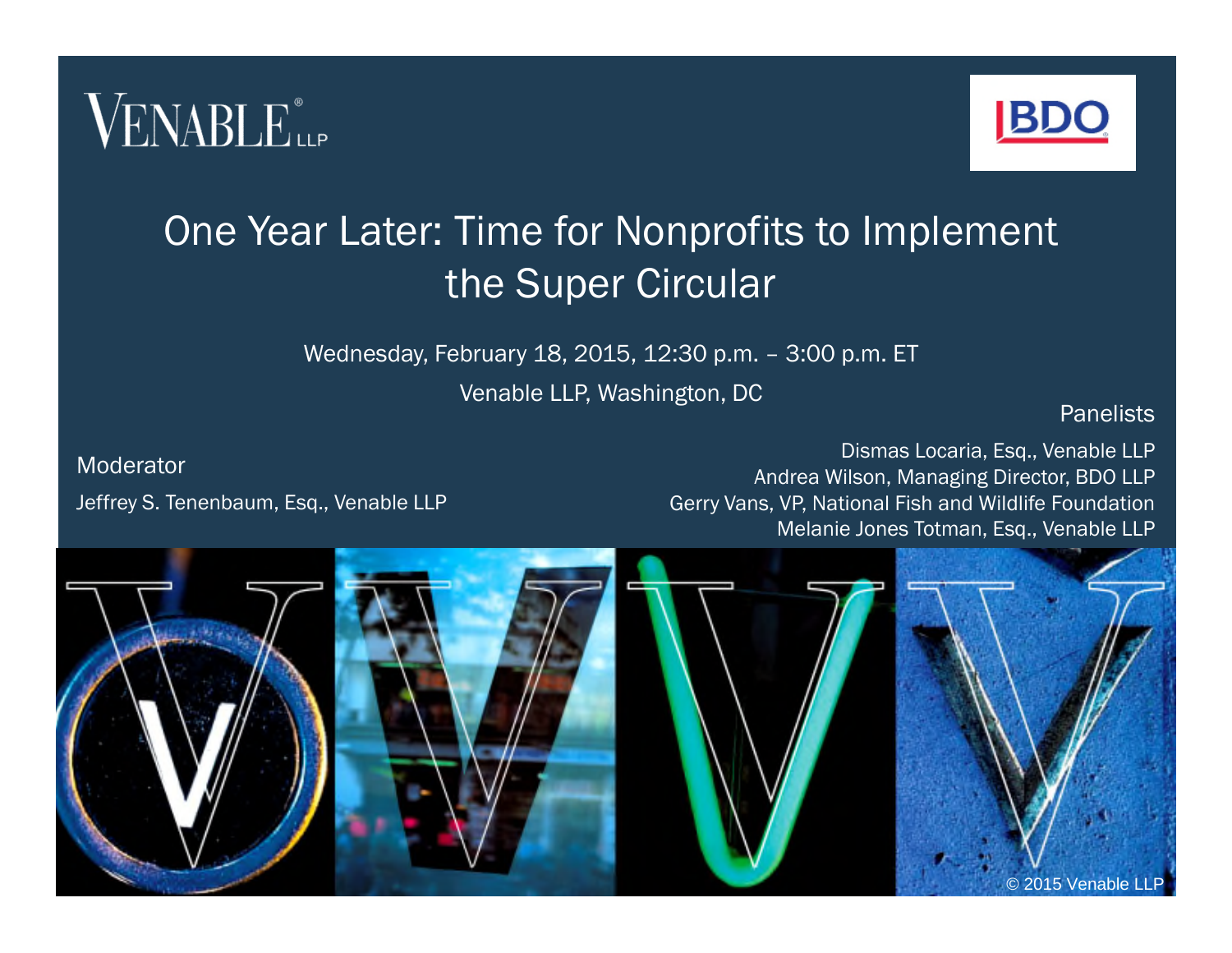VENABLE LLP

BDO

# One Year Later: Time for Nonprofits to Implement the Super Circular

Wednesday, February 18, 2015, 12:30 p.m. – 3:00 p.m. ET

Venable LLP, Washington, DC

**Moderator**

Jeffrey S. Tenenbaum, Esq., Venable LLP

**Panelists**

Dismas Locaria, Esq., Venable LLP

Andrea Wilson, Managing Director, BDO LLP

Gerry Vans, VP, National Fish and Wildlife Foundation

Melanie Jones Totman, Esq., Venable LLP

© 2015 Venable LLP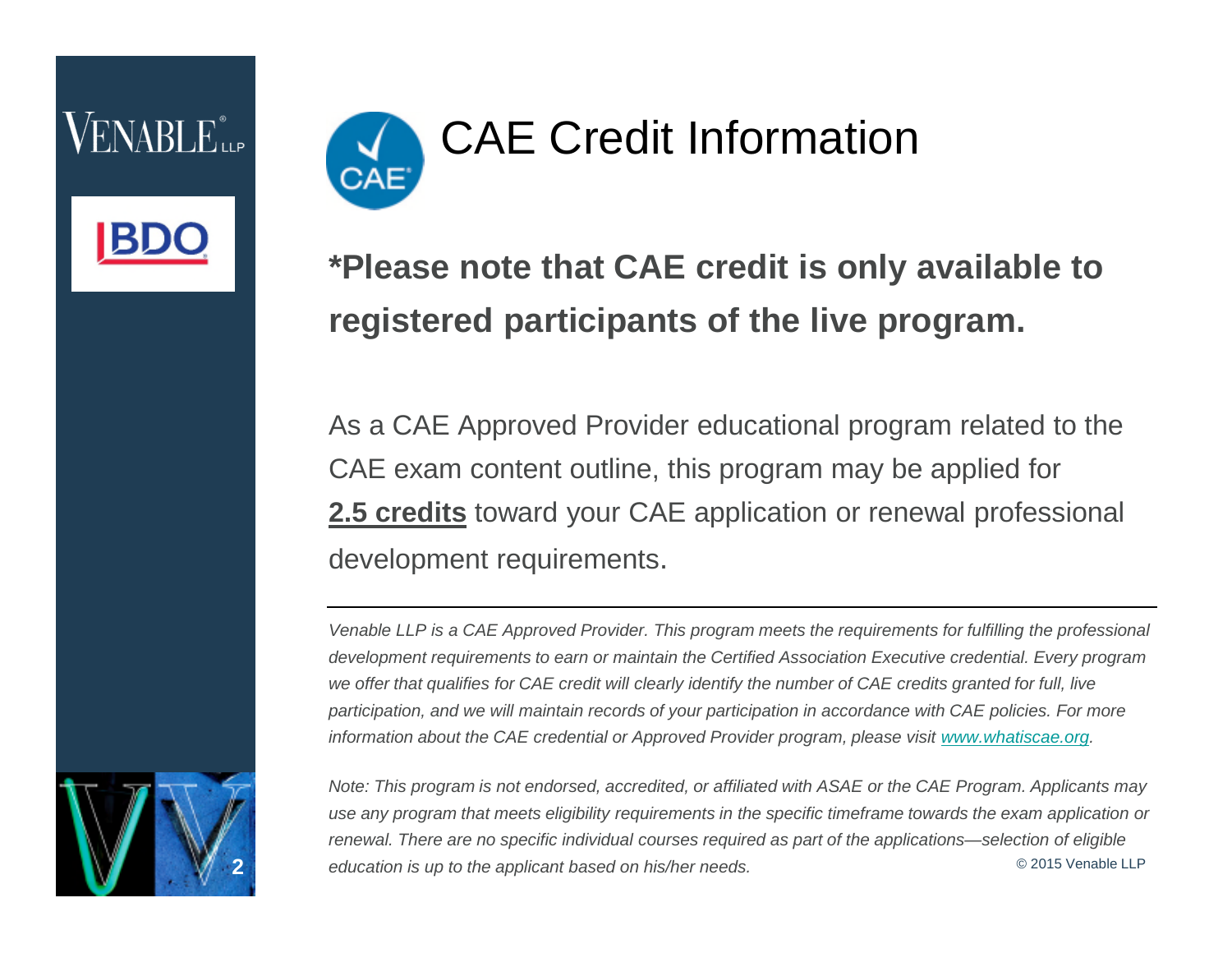# CAE Credit Information

**\*Please note that CAE credit is only available to registered participants of the live program.**

As a CAE Approved Provider educational program related to the CAE exam content outline, this program may be applied for **2.5 credits** toward your CAE application or renewal professional development requirements.

---

*Venable LLP is a CAE Approved Provider. This program meets the requirements for fulfilling the professional development requirements to earn or maintain the Certified Association Executive credential. Every program we offer that qualifies for CAE credit will clearly identify the number of CAE credits granted for full, live participation, and we will maintain records of your participation in accordance with CAE policies. For more information about the CAE credential or Approved Provider program, please visit [www.whatiscae.org](http://www.whatiscae.org).*

*Note: This program is not endorsed, accredited, or affiliated with ASAE or the CAE Program. Applicants may use any program that meets eligibility requirements in the specific timeframe towards the exam application or renewal. There are no specific individual courses required as part of the applications—selection of eligible education is up to the applicant based on his/her needs.*

© 2015 Venable LLP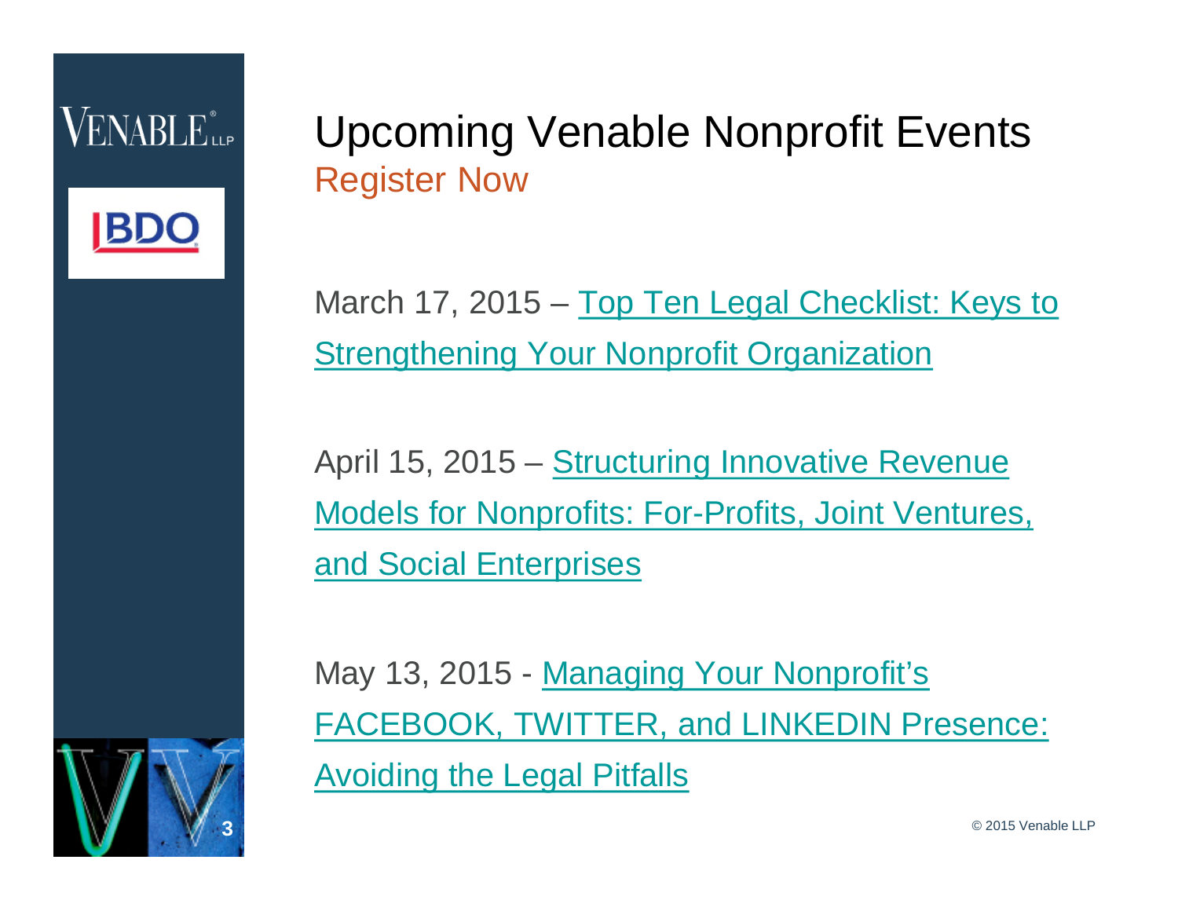# Upcoming Venable Nonprofit Events

## Register Now

March 17, 2015 – Top Ten Legal Checklist: Keys to Strengthening Your Nonprofit Organization

April 15, 2015 – Structuring Innovative Revenue Models for Nonprofits: For-Profits, Joint Ventures, and Social Enterprises

May 13, 2015 - Managing Your Nonprofit's FACEBOOK, TWITTER, and LINKEDIN Presence: Avoiding the Legal Pitfalls

© 2015 Venable LLP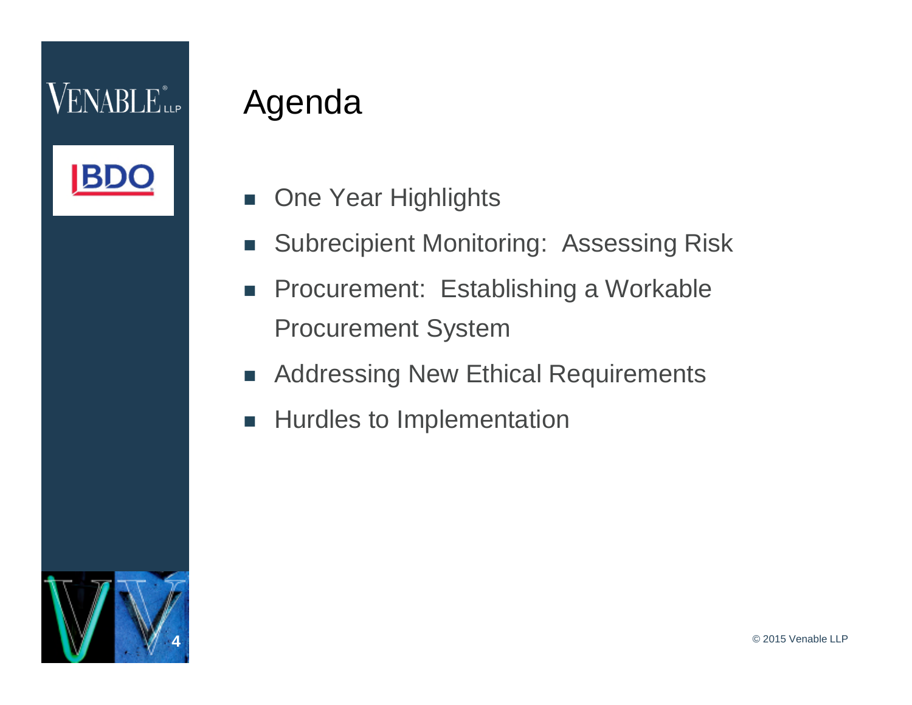# Agenda

- One Year Highlights
- Subrecipient Monitoring: Assessing Risk
- Procurement: Establishing a Workable Procurement System
- Addressing New Ethical Requirements
- Hurdles to Implementation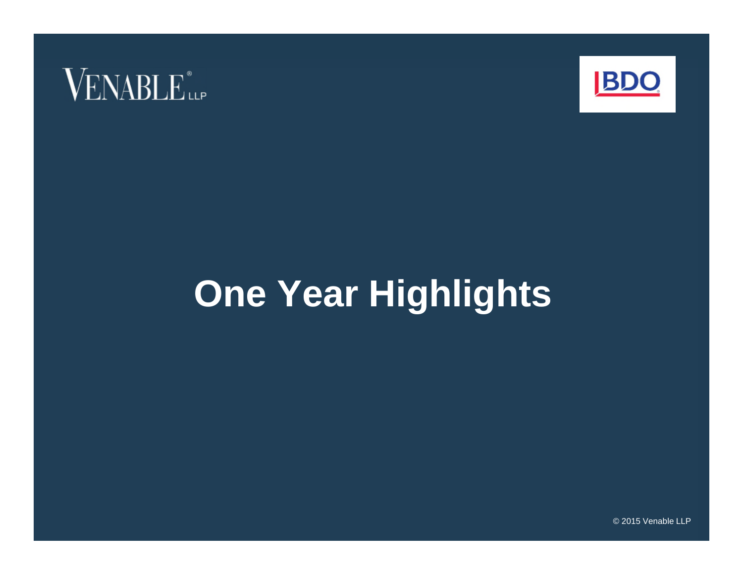# One Year Highlights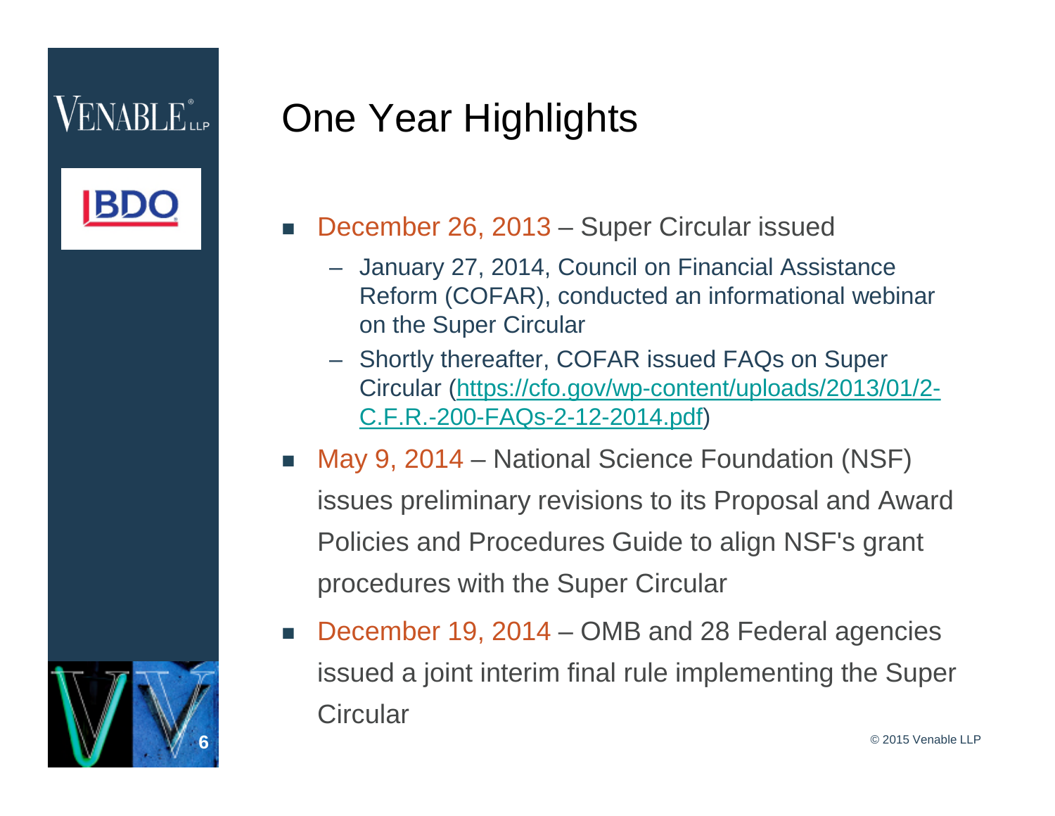# One Year Highlights

- December 26, 2013 – Super Circular issued
  - January 27, 2014, Council on Financial Assistance Reform (COFAR), conducted an informational webinar on the Super Circular
  - Shortly thereafter, COFAR issued FAQs on Super Circular (https://cfo.gov/wp-content/uploads/2013/01/2-C.F.R.-200-FAQs-2-12-2014.pdf)
- May 9, 2014 – National Science Foundation (NSF) issues preliminary revisions to its Proposal and Award Policies and Procedures Guide to align NSF's grant procedures with the Super Circular
- December 19, 2014 – OMB and 28 Federal agencies issued a joint interim final rule implementing the Super Circular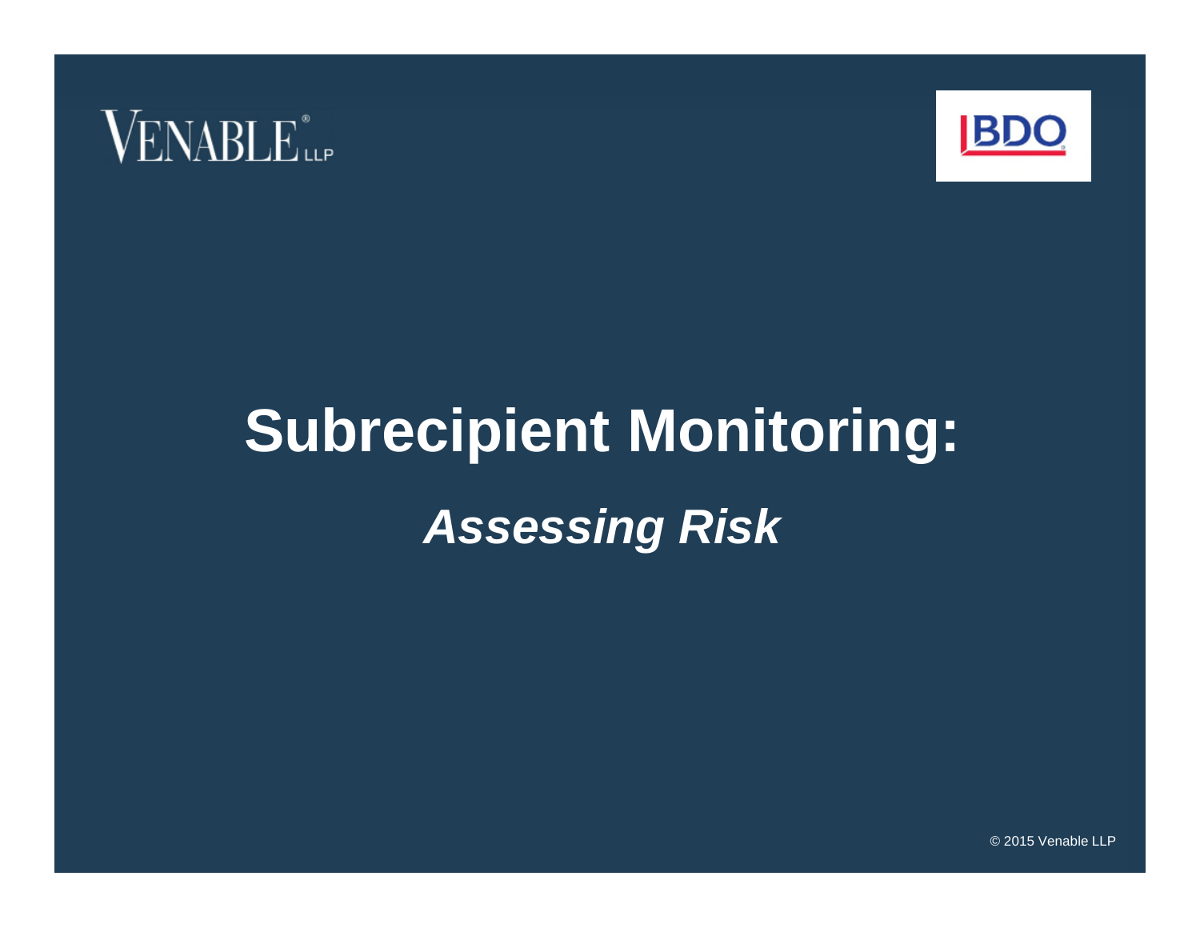# Subrecipient Monitoring:

## *Assessing Risk*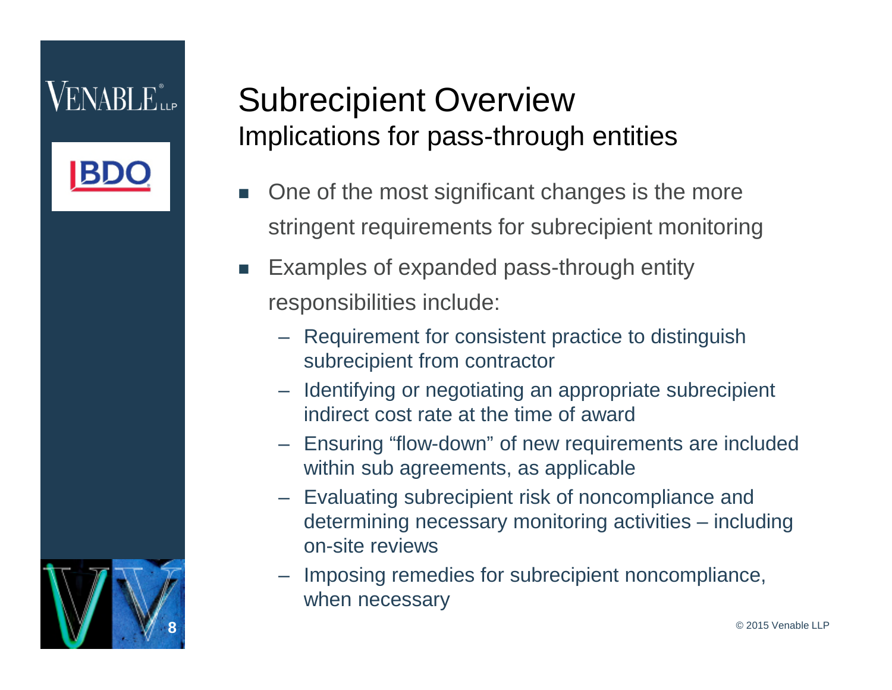# Subrecipient Overview

## Implications for pass-through entities

- One of the most significant changes is the more stringent requirements for subrecipient monitoring
- Examples of expanded pass-through entity responsibilities include:
  - Requirement for consistent practice to distinguish subrecipient from contractor
  - Identifying or negotiating an appropriate subrecipient indirect cost rate at the time of award
  - Ensuring “flow-down” of new requirements are included within sub agreements, as applicable
  - Evaluating subrecipient risk of noncompliance and determining necessary monitoring activities – including on-site reviews
  - Imposing remedies for subrecipient noncompliance, when necessary

© 2015 Venable LLP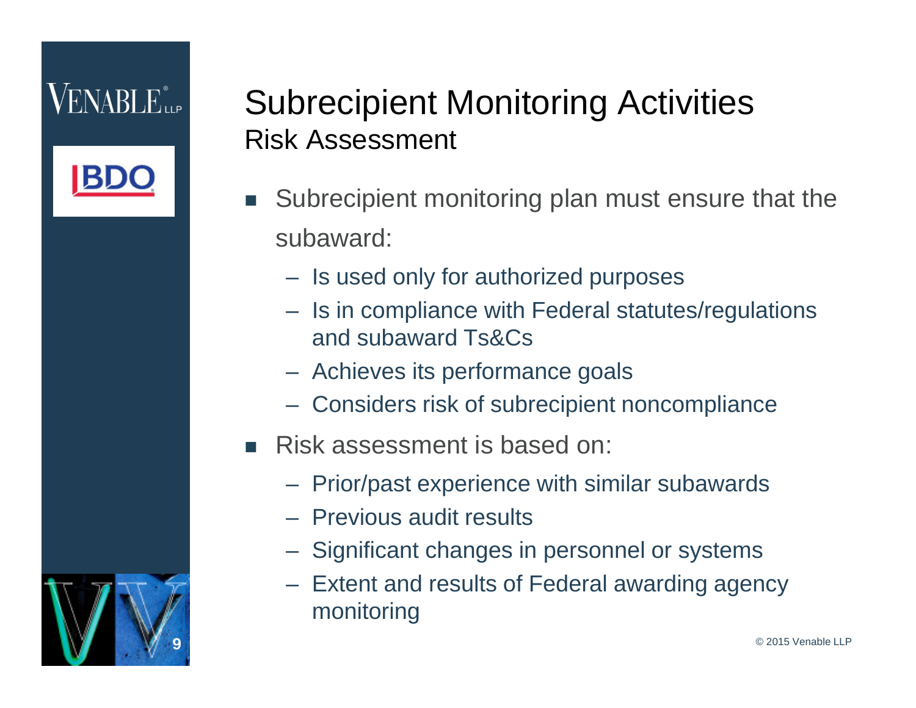# Subrecipient Monitoring Activities

## Risk Assessment

- Subrecipient monitoring plan must ensure that the subaward:
  - Is used only for authorized purposes
  - Is in compliance with Federal statutes/regulations and subaward Ts&Cs
  - Achieves its performance goals
  - Considers risk of subrecipient noncompliance
- Risk assessment is based on:
  - Prior/past experience with similar subawards
  - Previous audit results
  - Significant changes in personnel or systems
  - Extent and results of Federal awarding agency monitoring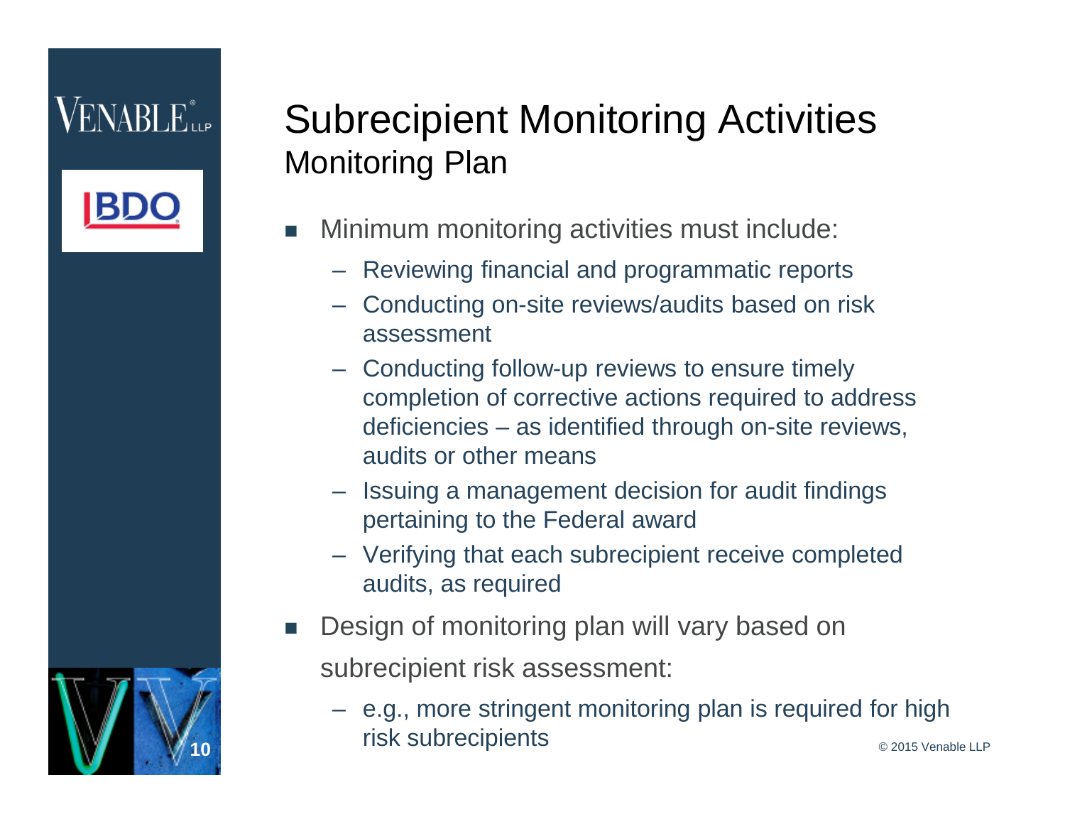# Subrecipient Monitoring Activities
## Monitoring Plan

- Minimum monitoring activities must include:
  - Reviewing financial and programmatic reports
  - Conducting on-site reviews/audits based on risk assessment
  - Conducting follow-up reviews to ensure timely completion of corrective actions required to address deficiencies – as identified through on-site reviews, audits or other means
  - Issuing a management decision for audit findings pertaining to the Federal award
  - Verifying that each subrecipient receive completed audits, as required
- Design of monitoring plan will vary based on subrecipient risk assessment:
  - e.g., more stringent monitoring plan is required for high risk subrecipients

© 2015 Venable LLP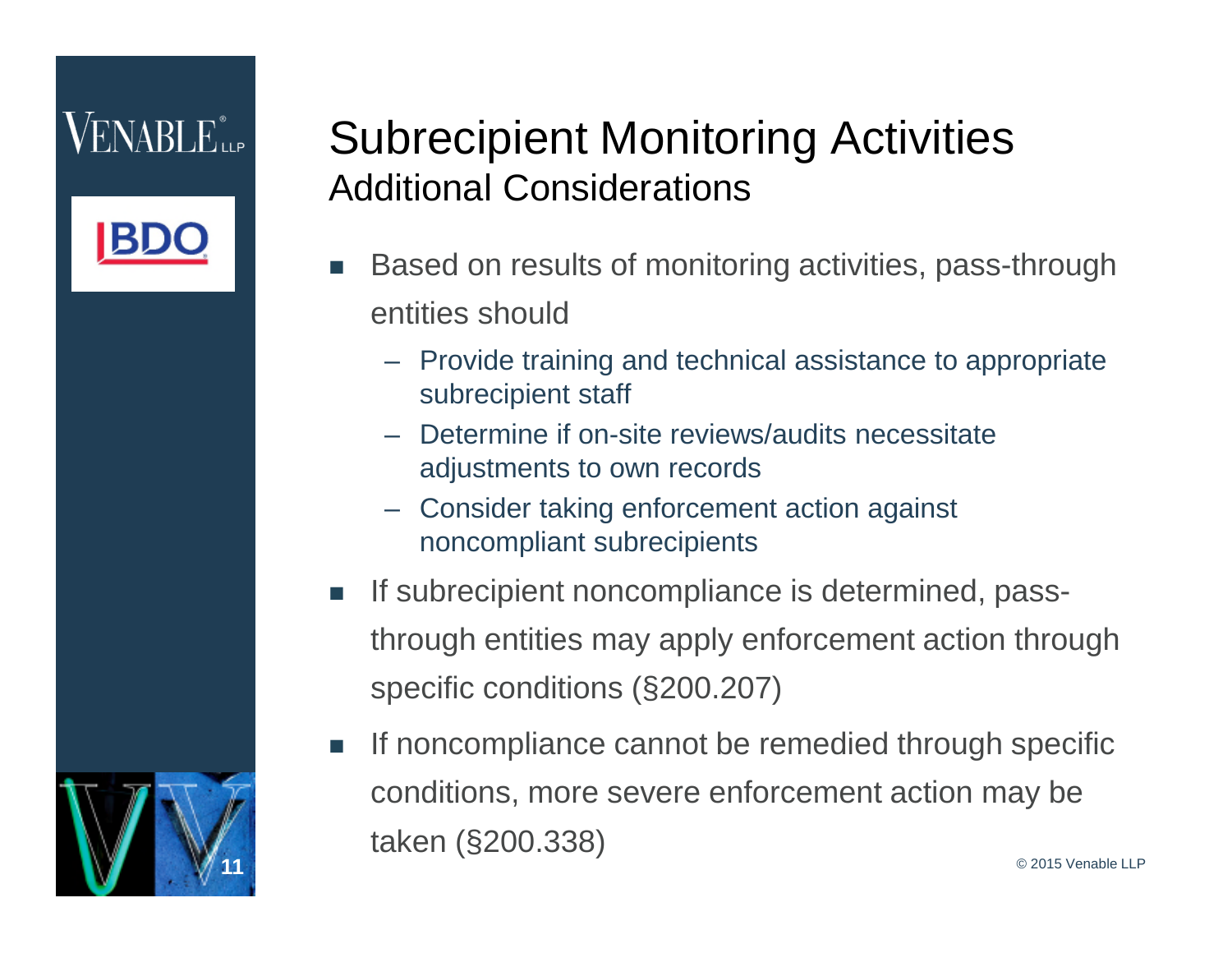# Subrecipient Monitoring Activities

## Additional Considerations

- Based on results of monitoring activities, pass-through entities should
  - Provide training and technical assistance to appropriate subrecipient staff
  - Determine if on-site reviews/audits necessitate adjustments to own records
  - Consider taking enforcement action against noncompliant subrecipients
- If subrecipient noncompliance is determined, pass-through entities may apply enforcement action through specific conditions (§200.207)
- If noncompliance cannot be remedied through specific conditions, more severe enforcement action may be taken (§200.338)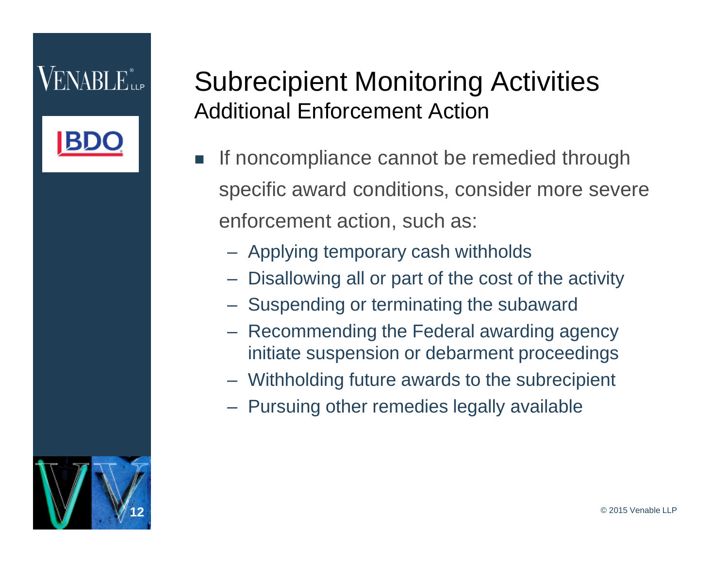# Subrecipient Monitoring Activities

## Additional Enforcement Action

- If noncompliance cannot be remedied through specific award conditions, consider more severe enforcement action, such as:
  - Applying temporary cash withholds
  - Disallowing all or part of the cost of the activity
  - Suspending or terminating the subaward
  - Recommending the Federal awarding agency initiate suspension or debarment proceedings
  - Withholding future awards to the subrecipient
  - Pursuing other remedies legally available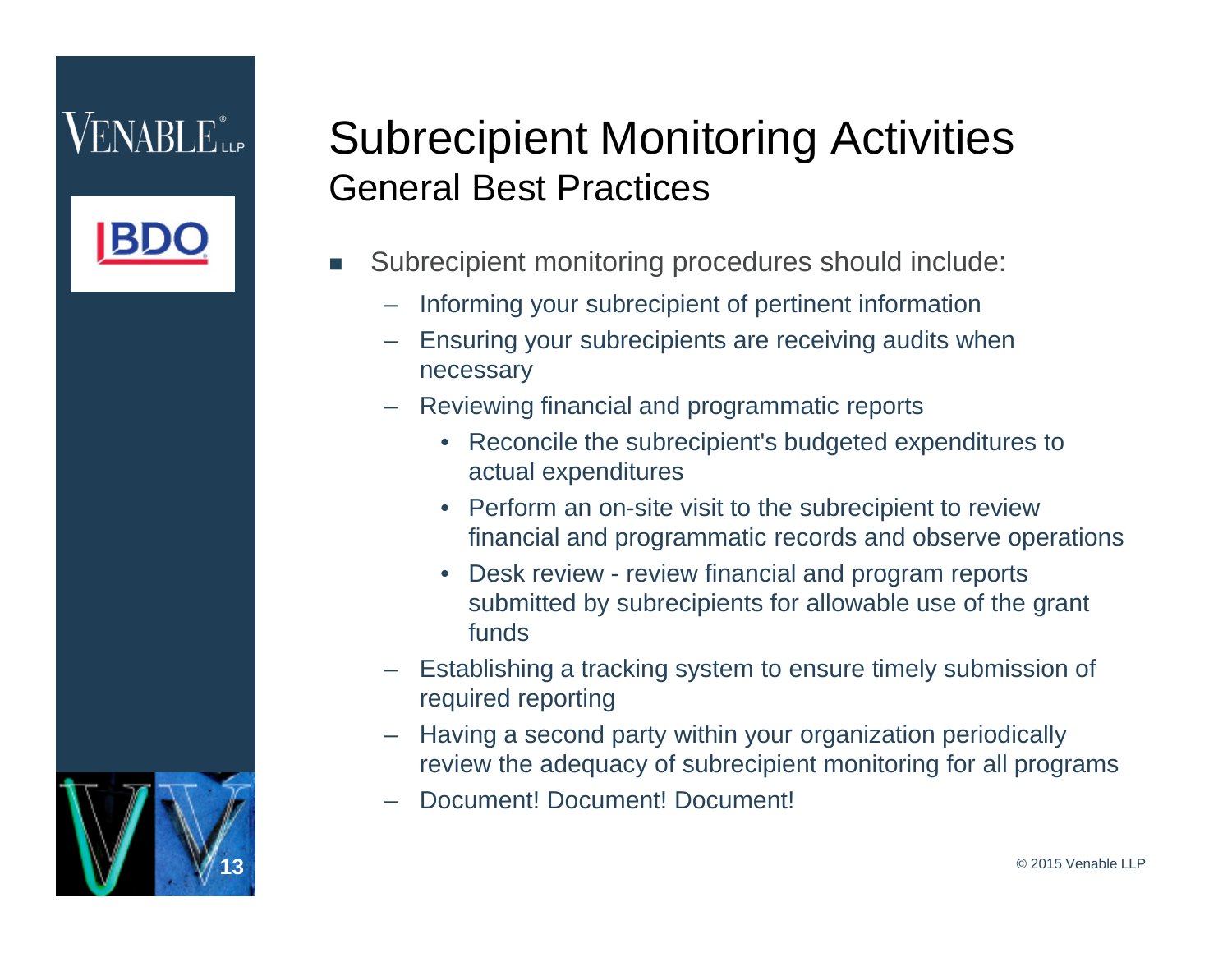# Subrecipient Monitoring Activities

## General Best Practices

- Subrecipient monitoring procedures should include:
  - Informing your subrecipient of pertinent information
  - Ensuring your subrecipients are receiving audits when necessary
  - Reviewing financial and programmatic reports
    - Reconcile the subrecipient's budgeted expenditures to actual expenditures
    - Perform an on-site visit to the subrecipient to review financial and programmatic records and observe operations
    - Desk review - review financial and program reports submitted by subrecipients for allowable use of the grant funds
  - Establishing a tracking system to ensure timely submission of required reporting
  - Having a second party within your organization periodically review the adequacy of subrecipient monitoring for all programs
  - Document! Document! Document!

© 2015 Venable LLP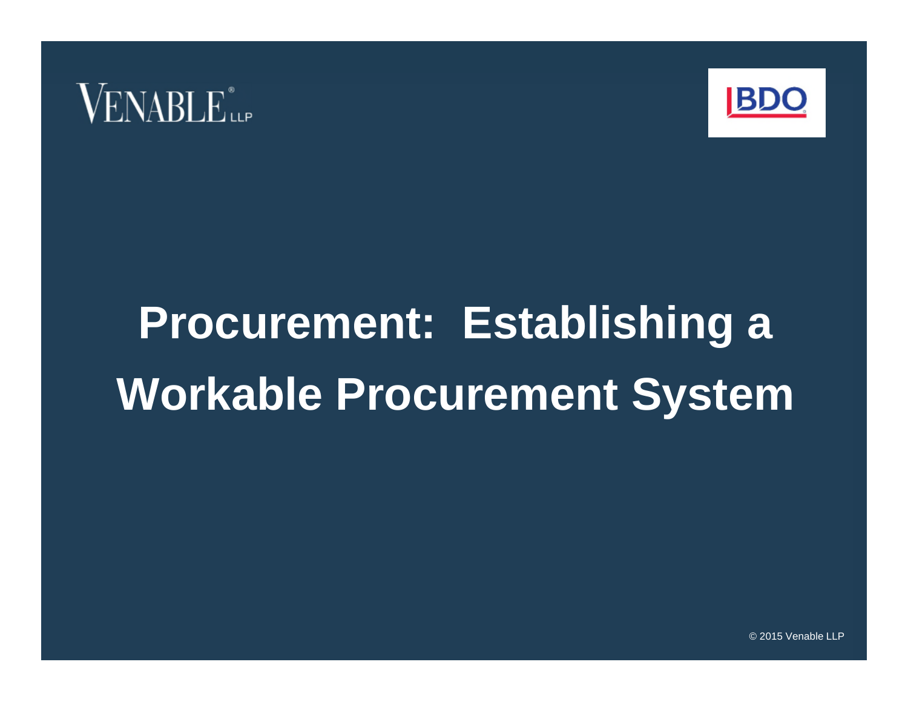VENABLE LLP

BDO

# Procurement: Establishing a Workable Procurement System

© 2015 Venable LLP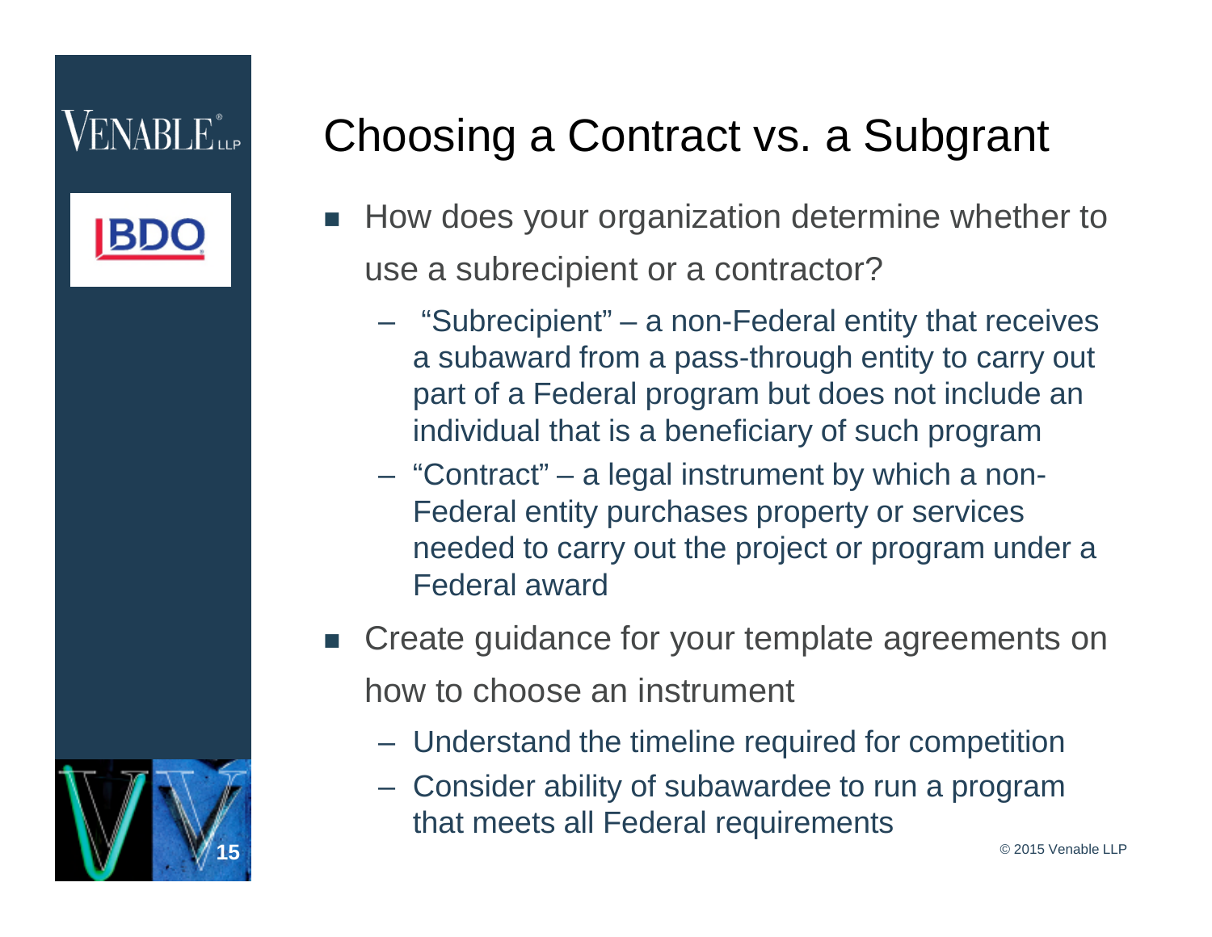# Choosing a Contract vs. a Subgrant

- How does your organization determine whether to use a subrecipient or a contractor?
  - “Subrecipient” – a non-Federal entity that receives a subaward from a pass-through entity to carry out part of a Federal program but does not include an individual that is a beneficiary of such program
  - “Contract” – a legal instrument by which a non-Federal entity purchases property or services needed to carry out the project or program under a Federal award
- Create guidance for your template agreements on how to choose an instrument
  - Understand the timeline required for competition
  - Consider ability of subawardee to run a program that meets all Federal requirements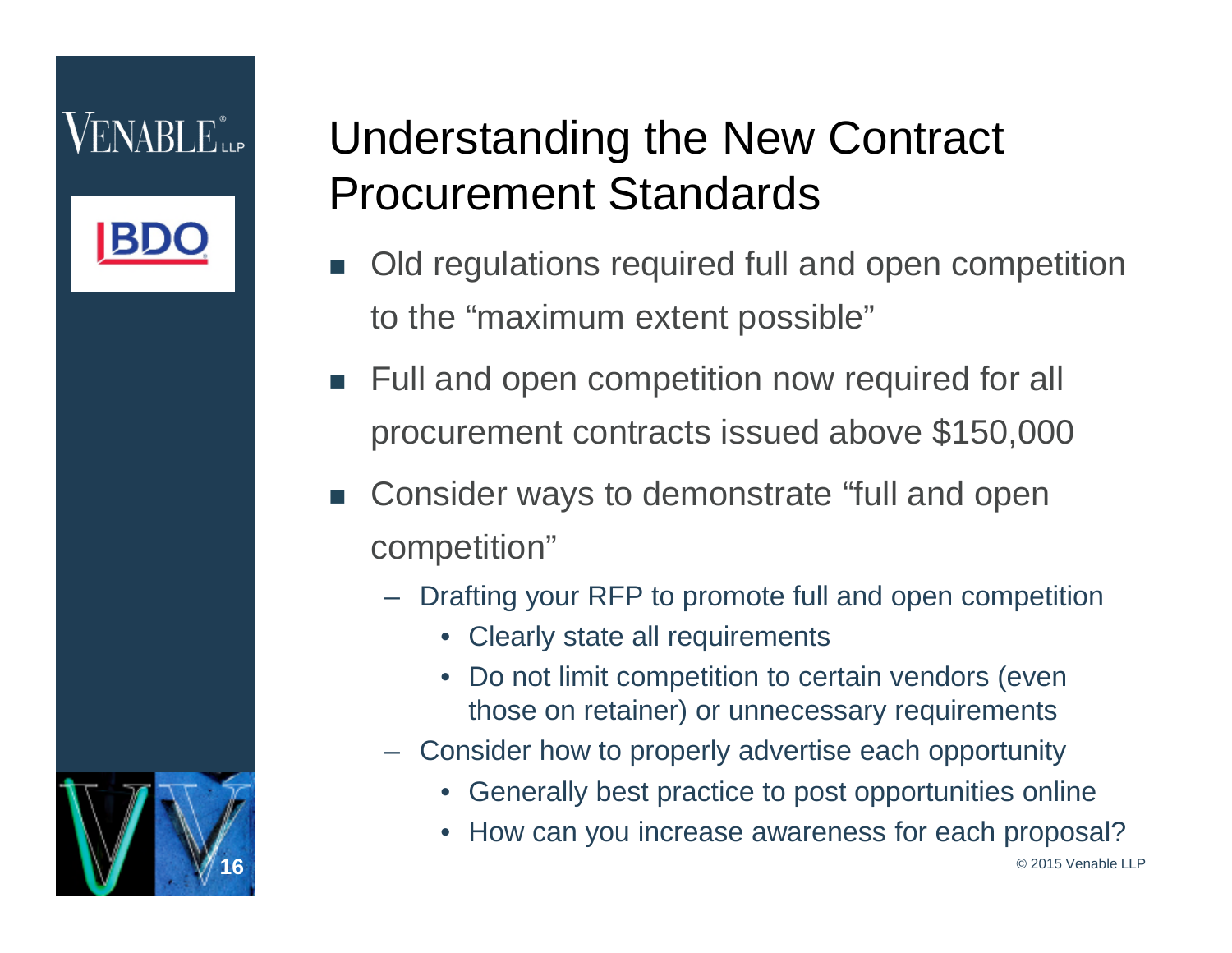# Understanding the New Contract Procurement Standards

- Old regulations required full and open competition to the "maximum extent possible"
- Full and open competition now required for all procurement contracts issued above $150,000
- Consider ways to demonstrate "full and open competition"
  - Drafting your RFP to promote full and open competition
    - Clearly state all requirements
    - Do not limit competition to certain vendors (even those on retainer) or unnecessary requirements
  - Consider how to properly advertise each opportunity
    - Generally best practice to post opportunities online
    - How can you increase awareness for each proposal?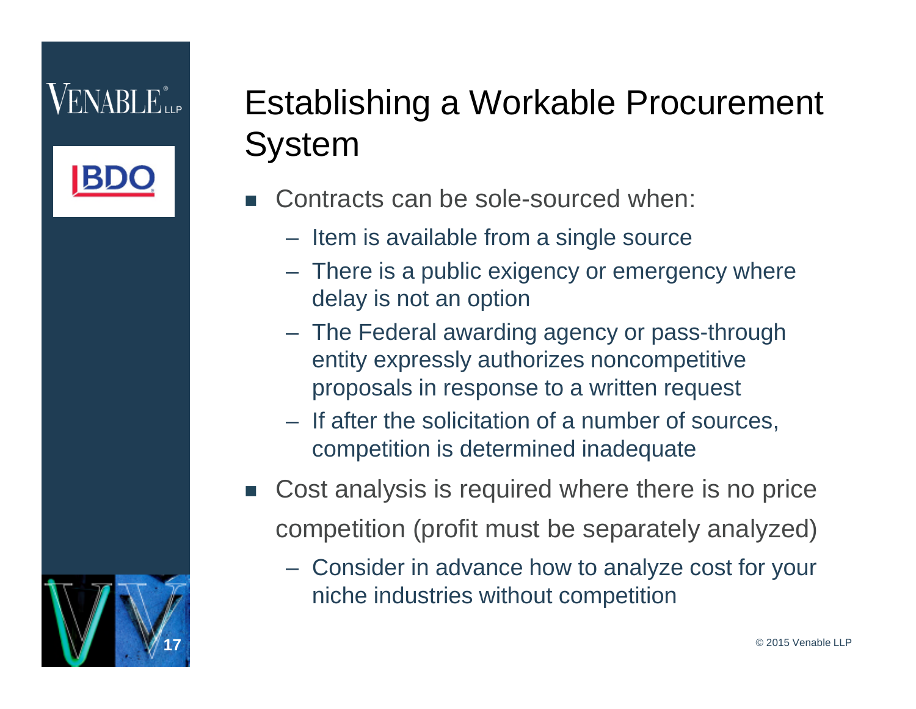# Establishing a Workable Procurement System

- Contracts can be sole-sourced when:
  - Item is available from a single source
  - There is a public exigency or emergency where delay is not an option
  - The Federal awarding agency or pass-through entity expressly authorizes noncompetitive proposals in response to a written request
  - If after the solicitation of a number of sources, competition is determined inadequate
- Cost analysis is required where there is no price competition (profit must be separately analyzed)
  - Consider in advance how to analyze cost for your niche industries without competition

© 2015 Venable LLP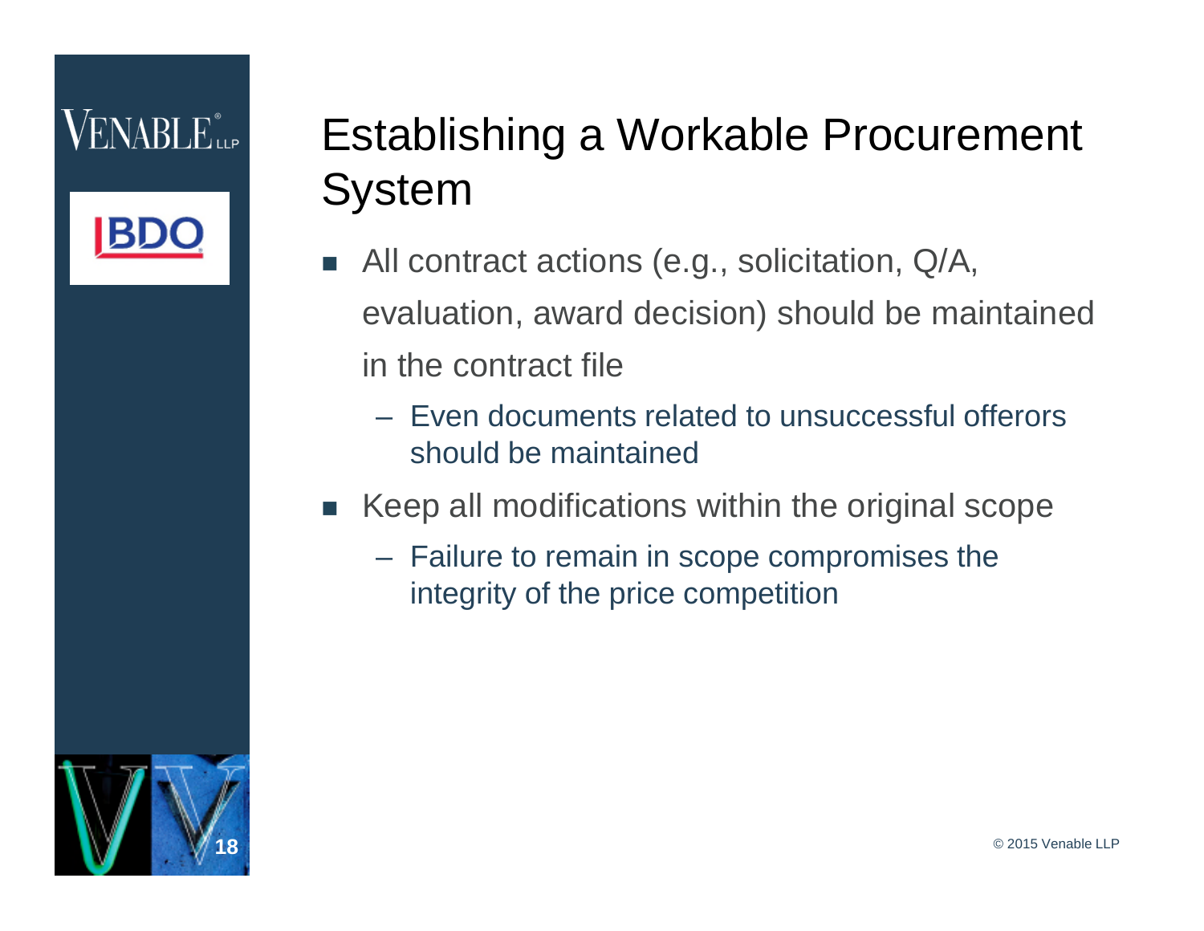# Establishing a Workable Procurement System

- All contract actions (e.g., solicitation, Q/A, evaluation, award decision) should be maintained in the contract file
  - Even documents related to unsuccessful offerors should be maintained
- Keep all modifications within the original scope
  - Failure to remain in scope compromises the integrity of the price competition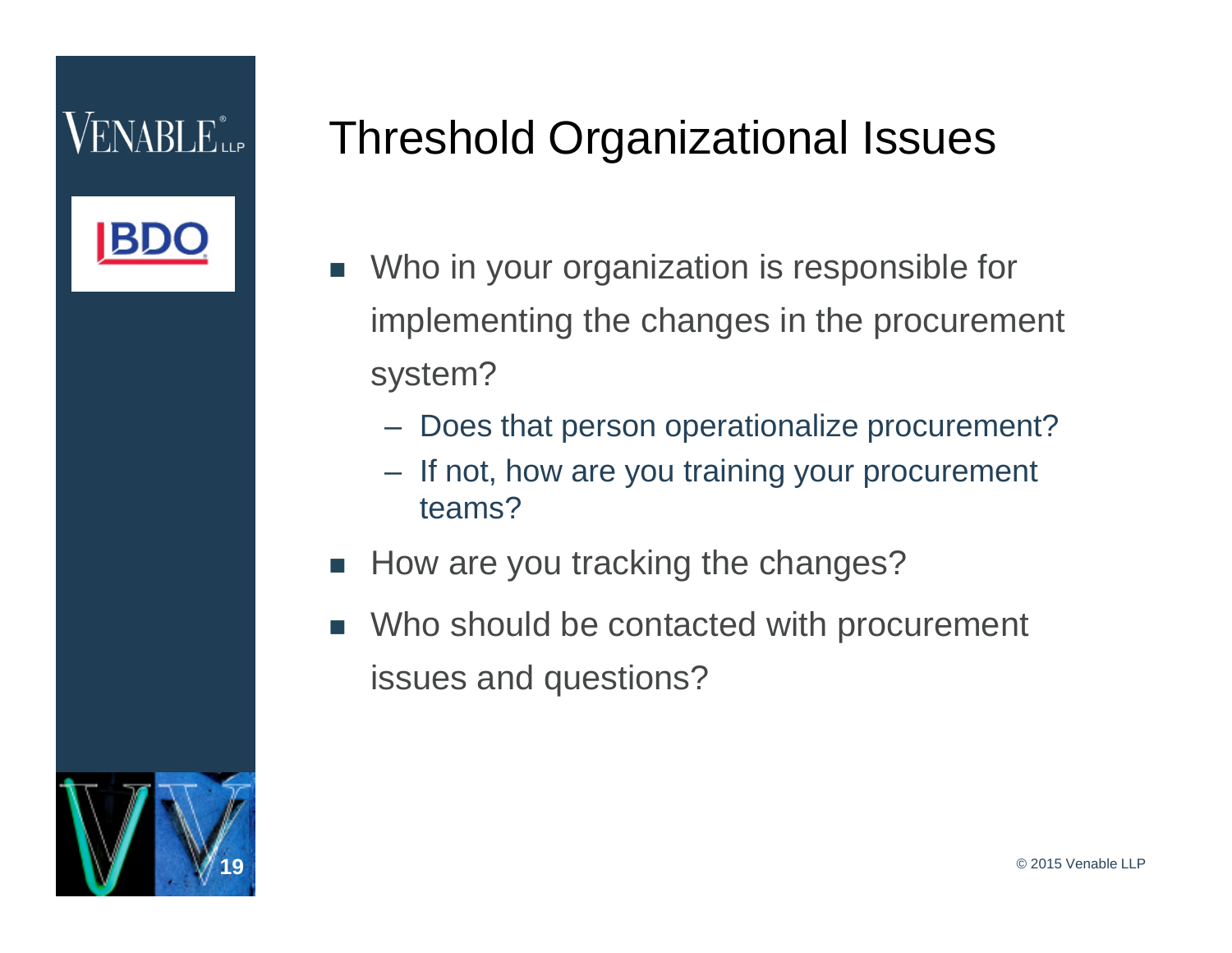# Threshold Organizational Issues

- Who in your organization is responsible for implementing the changes in the procurement system?
  - Does that person operationalize procurement?
  - If not, how are you training your procurement teams?
- How are you tracking the changes?
- Who should be contacted with procurement issues and questions?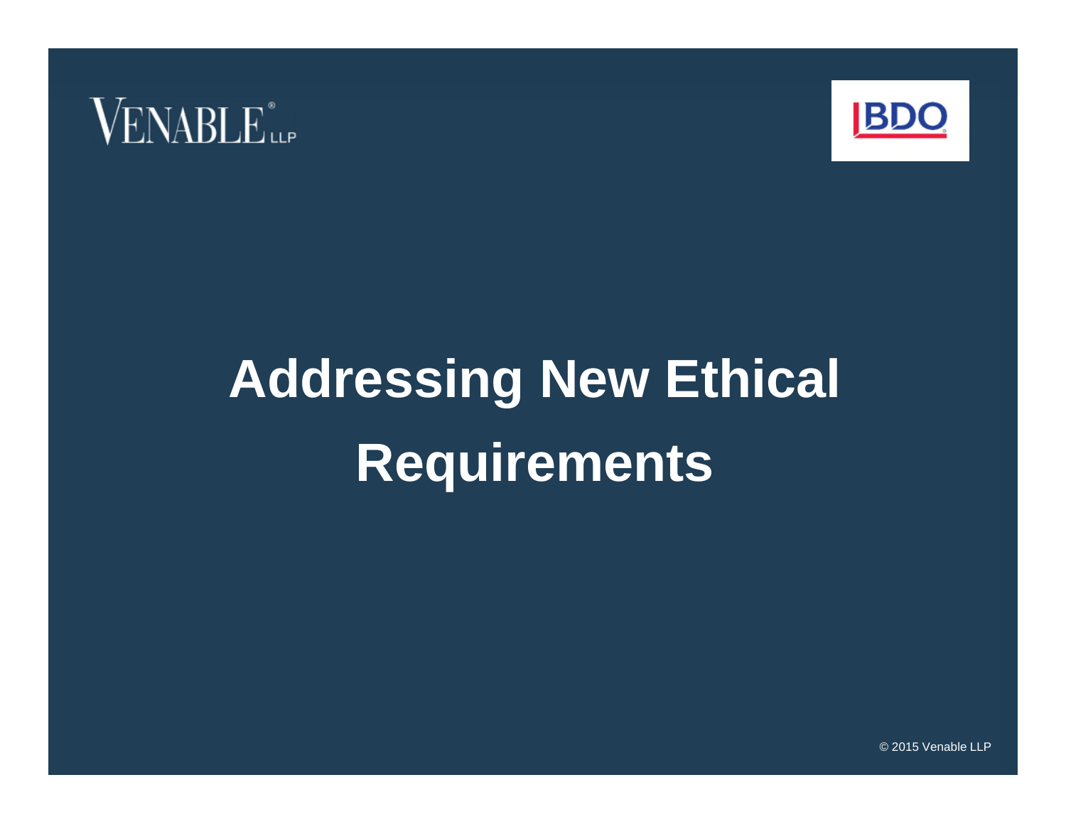# Addressing New Ethical Requirements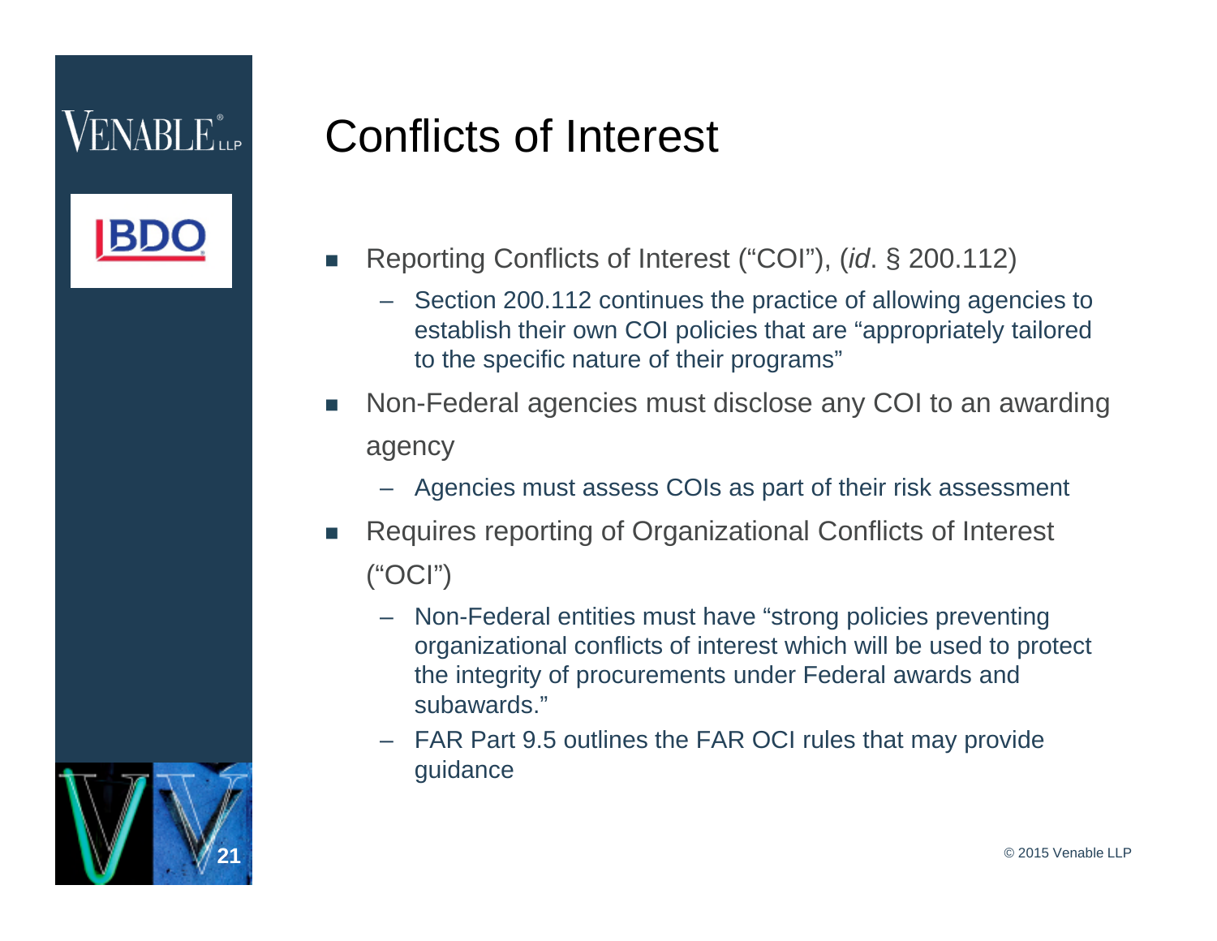# Conflicts of Interest

- Reporting Conflicts of Interest ("COI"), (*id*. § 200.112)
  - Section 200.112 continues the practice of allowing agencies to establish their own COI policies that are "appropriately tailored to the specific nature of their programs"
- Non-Federal agencies must disclose any COI to an awarding agency
  - Agencies must assess COIs as part of their risk assessment
- Requires reporting of Organizational Conflicts of Interest ("OCI")
  - Non-Federal entities must have "strong policies preventing organizational conflicts of interest which will be used to protect the integrity of procurements under Federal awards and subawards."
  - FAR Part 9.5 outlines the FAR OCI rules that may provide guidance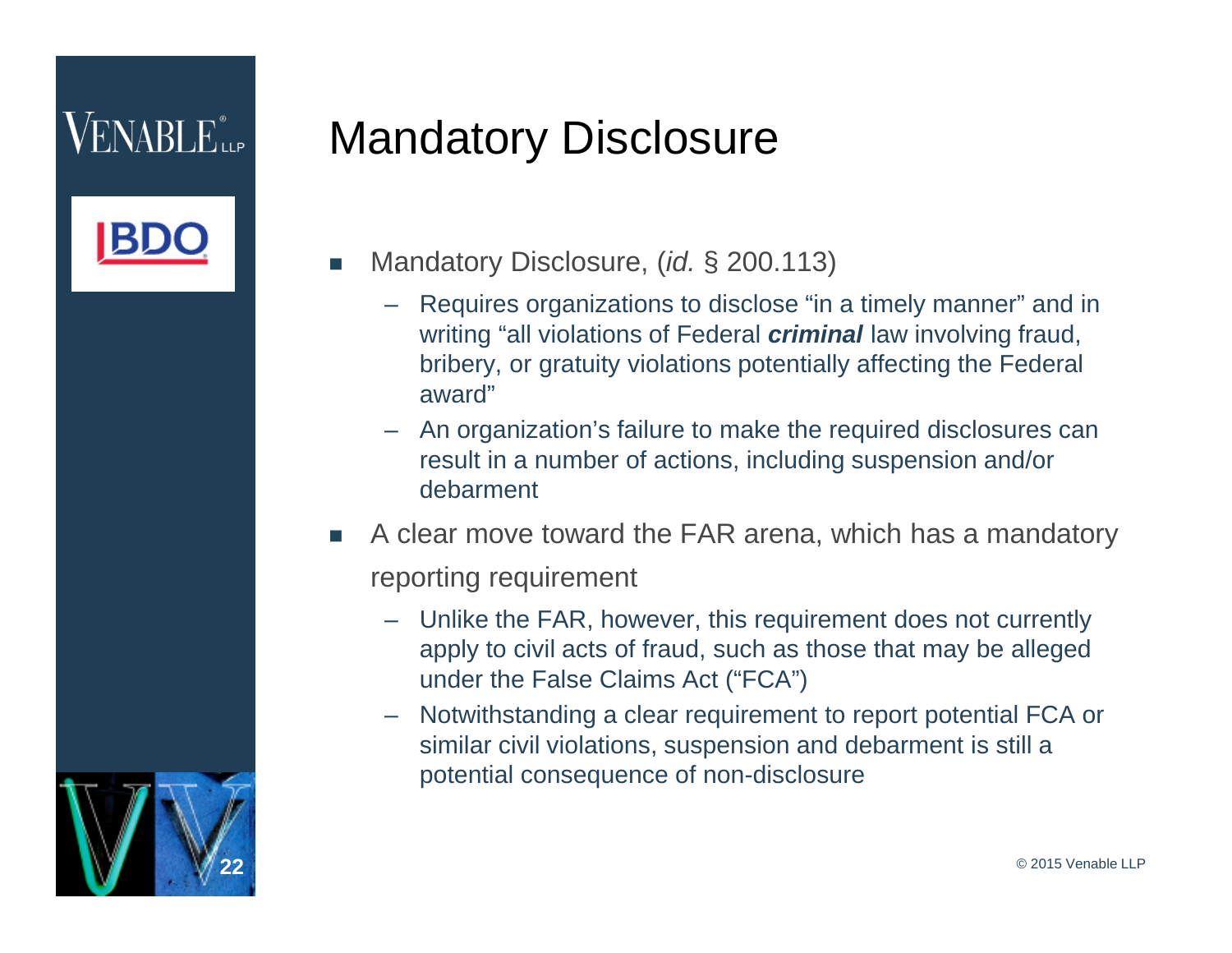# Mandatory Disclosure

- Mandatory Disclosure, (*id.* § 200.113)
  - Requires organizations to disclose "in a timely manner" and in writing "all violations of Federal ***criminal*** law involving fraud, bribery, or gratuity violations potentially affecting the Federal award"
  - An organization's failure to make the required disclosures can result in a number of actions, including suspension and/or debarment
- A clear move toward the FAR arena, which has a mandatory reporting requirement
  - Unlike the FAR, however, this requirement does not currently apply to civil acts of fraud, such as those that may be alleged under the False Claims Act ("FCA")
  - Notwithstanding a clear requirement to report potential FCA or similar civil violations, suspension and debarment is still a potential consequence of non-disclosure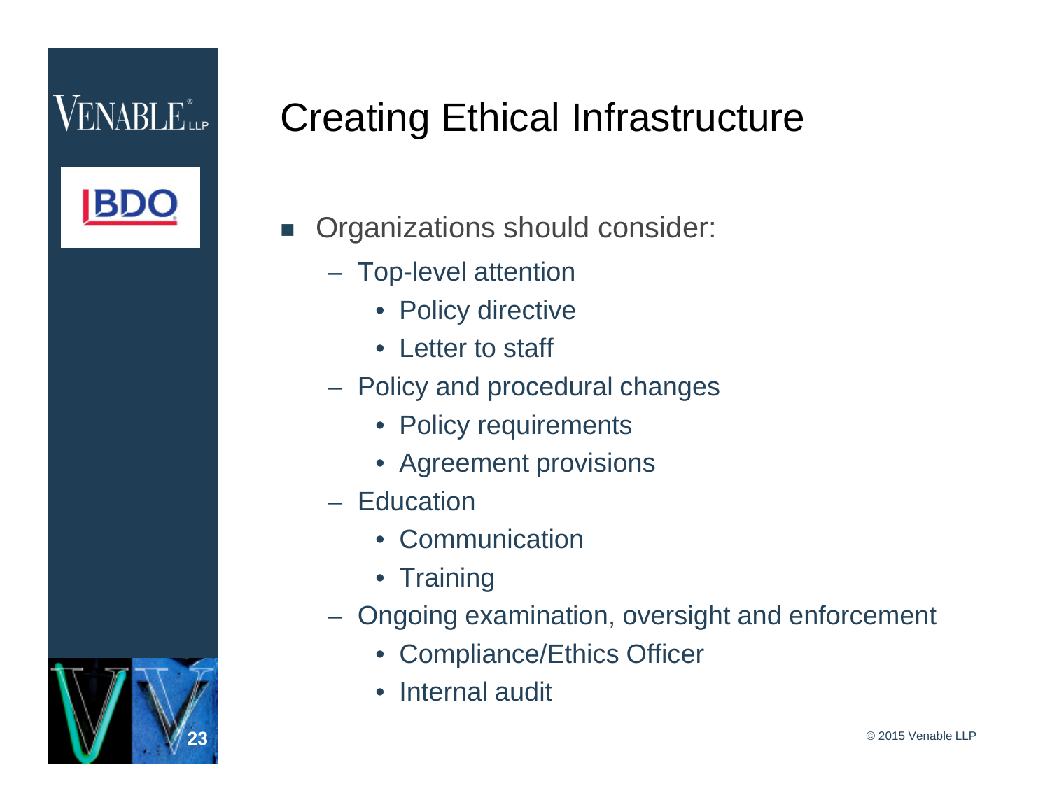# Creating Ethical Infrastructure

- Organizations should consider:
  - Top-level attention
    - Policy directive
    - Letter to staff
  - Policy and procedural changes
    - Policy requirements
    - Agreement provisions
  - Education
    - Communication
    - Training
  - Ongoing examination, oversight and enforcement
    - Compliance/Ethics Officer
    - Internal audit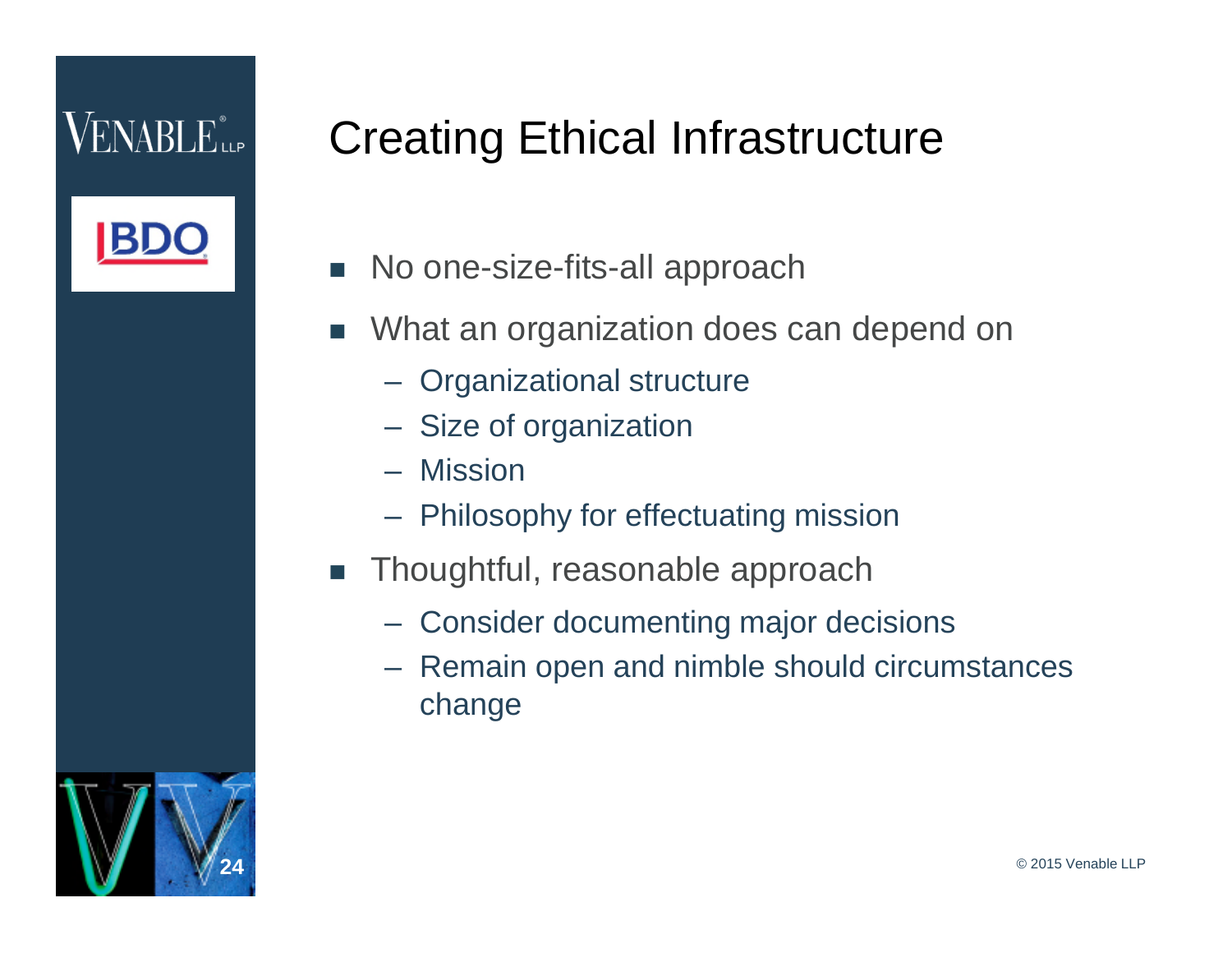# Creating Ethical Infrastructure

- No one-size-fits-all approach
- What an organization does can depend on
  - Organizational structure
  - Size of organization
  - Mission
  - Philosophy for effectuating mission
- Thoughtful, reasonable approach
  - Consider documenting major decisions
  - Remain open and nimble should circumstances change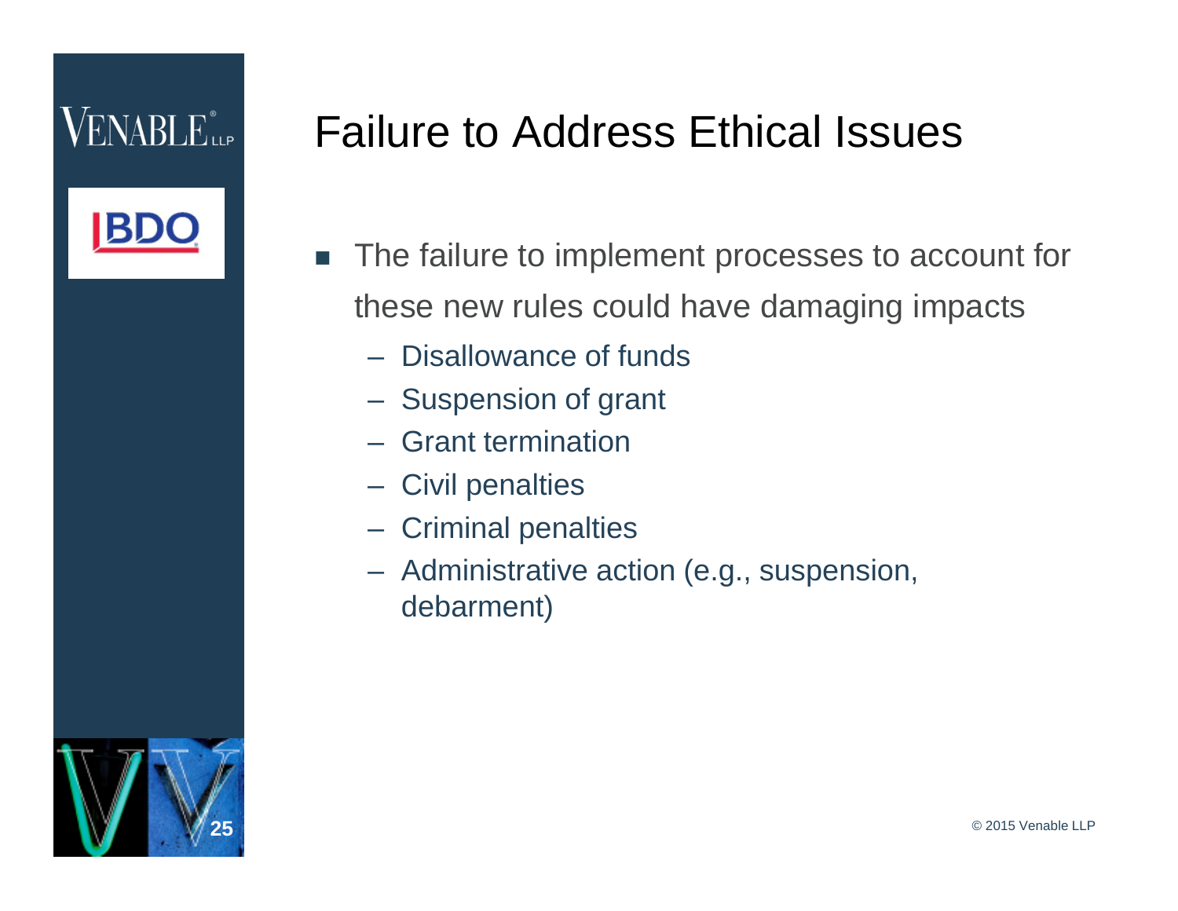# Failure to Address Ethical Issues

- The failure to implement processes to account for these new rules could have damaging impacts
  - Disallowance of funds
  - Suspension of grant
  - Grant termination
  - Civil penalties
  - Criminal penalties
  - Administrative action (e.g., suspension, debarment)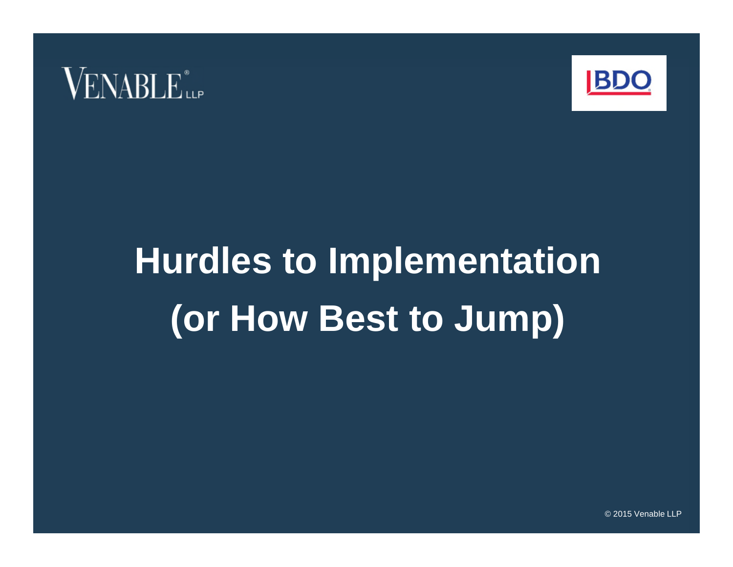# Hurdles to Implementation (or How Best to Jump)

© 2015 Venable LLP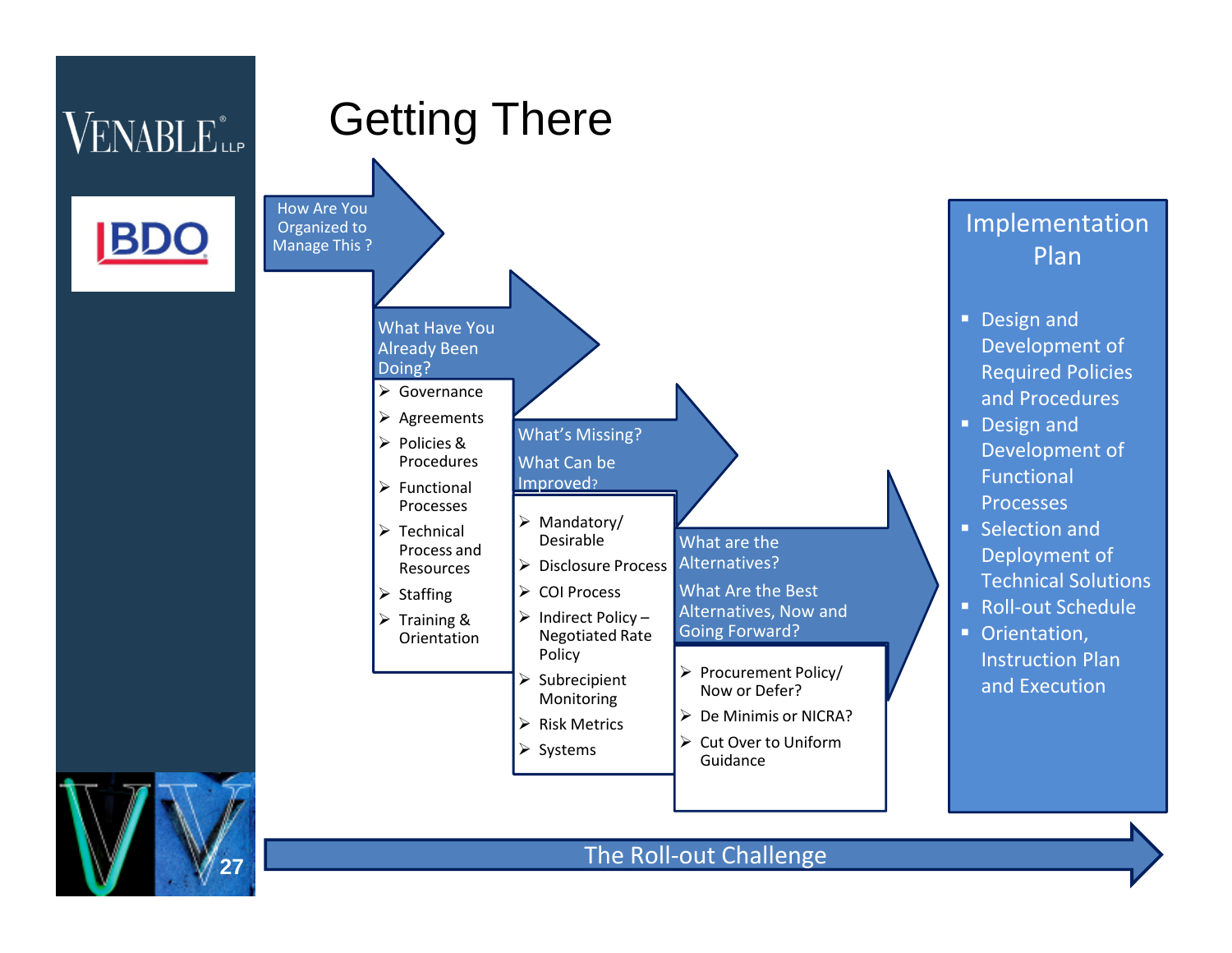# Getting There

**How Are You Organized to Manage This ?**

**What Have You Already Been Doing?**

- Governance
- Agreements
- Policies & Procedures
- Functional Processes
- Technical Process and Resources
- Staffing
- Training & Orientation

**What's Missing?**

**What Can be Improved?**

- Mandatory/ Desirable
- Disclosure Process
- COI Process
- Indirect Policy – Negotiated Rate Policy
- Subrecipient Monitoring
- Risk Metrics
- Systems

**What are the Alternatives?**

**What Are the Best Alternatives, Now and Going Forward?**

- Procurement Policy/ Now or Defer?
- De Minimis or NICRA?
- Cut Over to Uniform Guidance

## Implementation Plan

- Design and Development of Required Policies and Procedures
- Design and Development of Functional Processes
- Selection and Deployment of Technical Solutions
- Roll-out Schedule
- Orientation, Instruction Plan and Execution

**The Roll-out Challenge**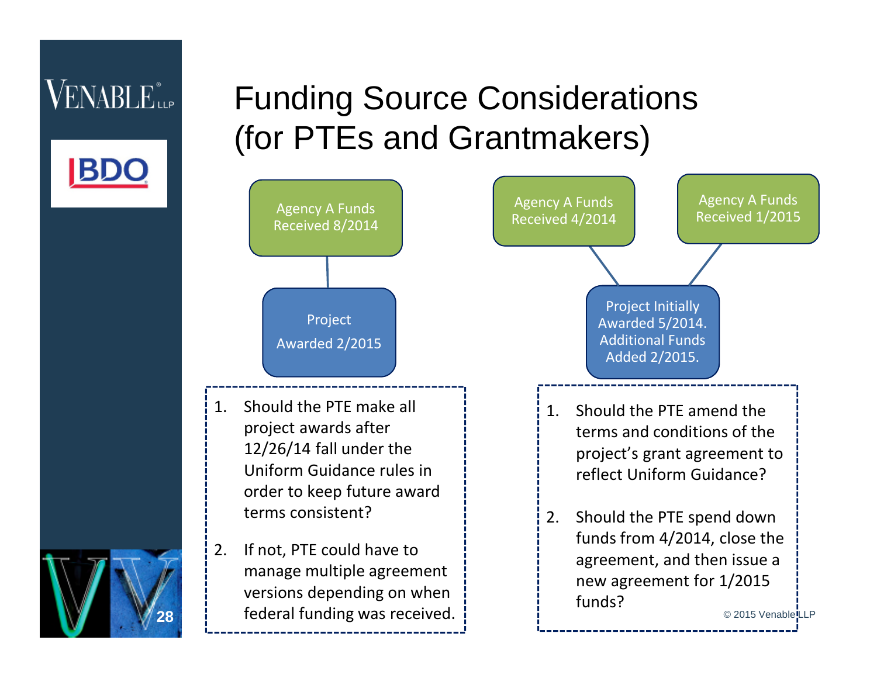# Funding Source Considerations (for PTEs and Grantmakers)

Agency A Funds Received 8/2014

Project Awarded 2/2015

1. Should the PTE make all project awards after 12/26/14 fall under the Uniform Guidance rules in order to keep future award terms consistent?
2. If not, PTE could have to manage multiple agreement versions depending on when federal funding was received.

Agency A Funds Received 4/2014

Agency A Funds Received 1/2015

Project Initially Awarded 5/2014. Additional Funds Added 2/2015.

1. Should the PTE amend the terms and conditions of the project's grant agreement to reflect Uniform Guidance?
2. Should the PTE spend down funds from 4/2014, close the agreement, and then issue a new agreement for 1/2015 funds?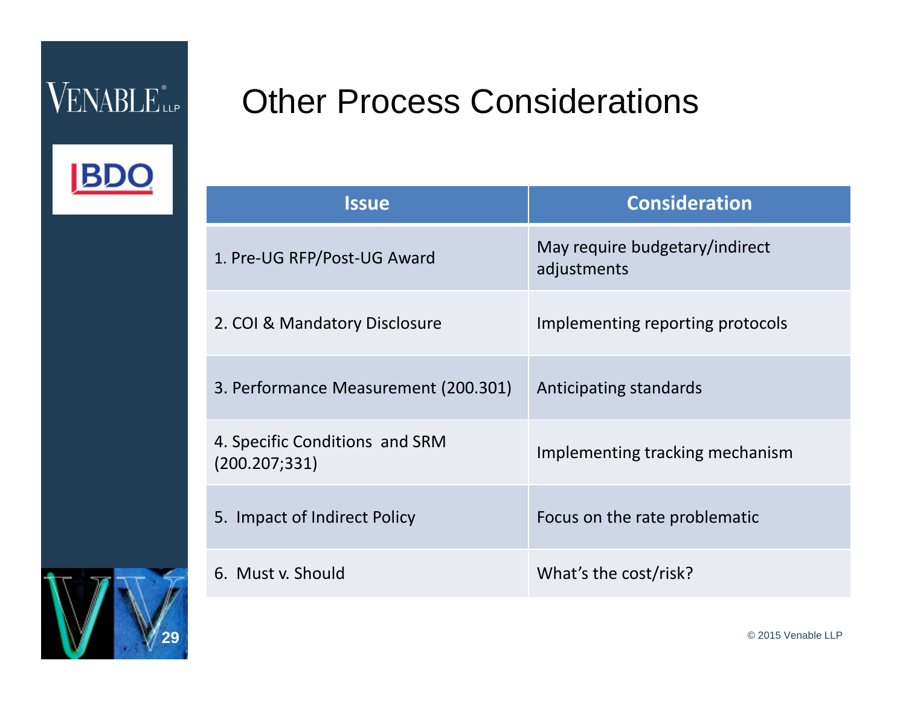# Other Process Considerations

| Issue | Consideration |
|---|---|
| 1. Pre-UG RFP/Post-UG Award | May require budgetary/indirect adjustments |
| 2. COI & Mandatory Disclosure | Implementing reporting protocols |
| 3. Performance Measurement (200.301) | Anticipating standards |
| 4. Specific Conditions and SRM (200.207;331) | Implementing tracking mechanism |
| 5. Impact of Indirect Policy | Focus on the rate problematic |
| 6. Must v. Should | What's the cost/risk? |

© 2015 Venable LLP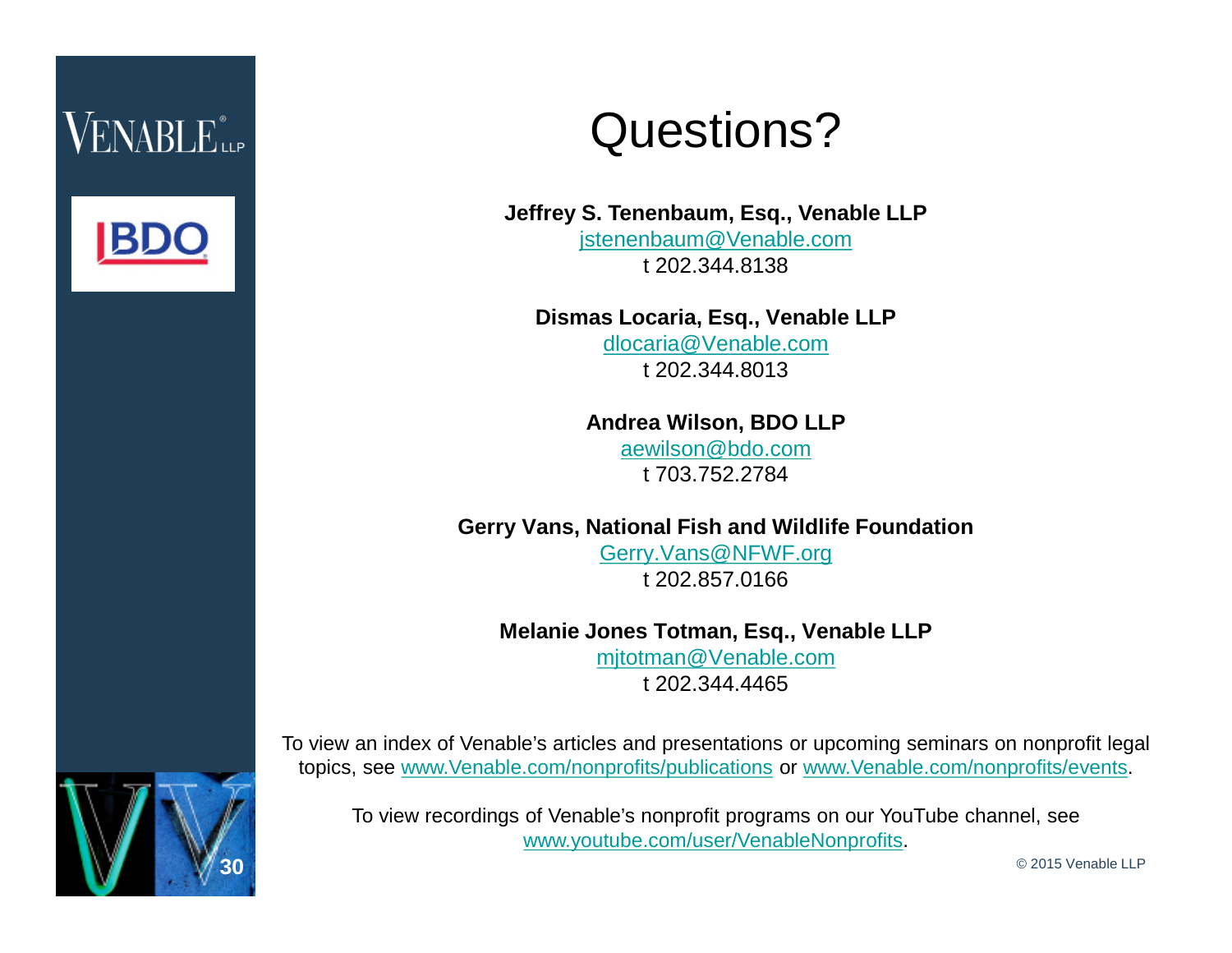# Questions?

**Jeffrey S. Tenenbaum, Esq., Venable LLP**
jstenenbaum@Venable.com
t 202.344.8138

**Dismas Locaria, Esq., Venable LLP**
dlocaria@Venable.com
t 202.344.8013

**Andrea Wilson, BDO LLP**
aewilson@bdo.com
t 703.752.2784

**Gerry Vans, National Fish and Wildlife Foundation**
Gerry.Vans@NFWF.org
t 202.857.0166

**Melanie Jones Totman, Esq., Venable LLP**
mjtotman@Venable.com
t 202.344.4465

To view an index of Venable's articles and presentations or upcoming seminars on nonprofit legal topics, see www.Venable.com/nonprofits/publications or www.Venable.com/nonprofits/events.

To view recordings of Venable's nonprofit programs on our YouTube channel, see www.youtube.com/user/VenableNonprofits.

© 2015 Venable LLP